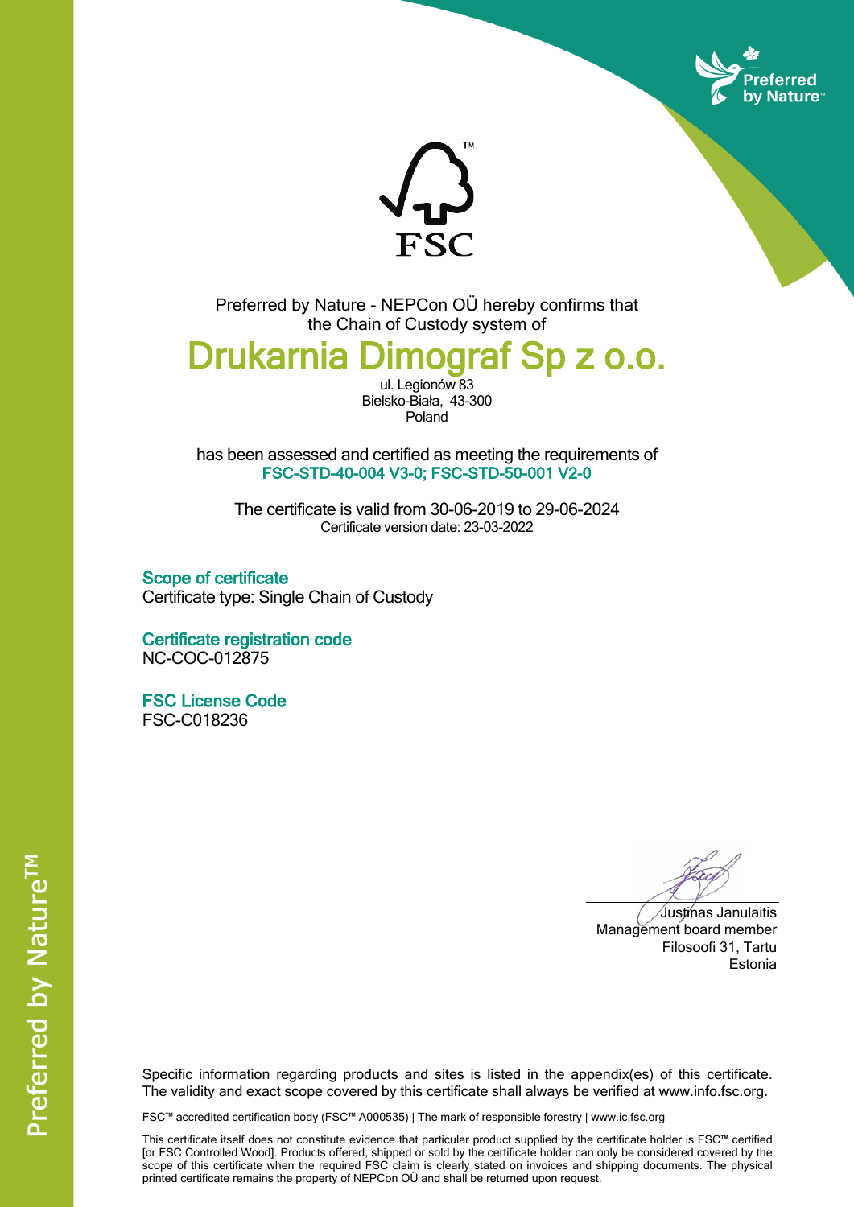Preferred by Nature - NEPCon OÜ hereby confirms that the Chain of Custody system of

# Drukarnia Dimograf Sp z o.o.

ul. Legionów 83
Bielsko-Biała, 43-300
Poland

has been assessed and certified as meeting the requirements of
**FSC-STD-40-004 V3-0; FSC-STD-50-001 V2-0**

The certificate is valid from 30-06-2019 to 29-06-2024
Certificate version date: 23-03-2022

## Scope of certificate

Certificate type: Single Chain of Custody

## Certificate registration code

NC-COC-012875

## FSC License Code

FSC-C018236

Justinas Janulaitis
Management board member
Filosoofi 31, Tartu
Estonia

Specific information regarding products and sites is listed in the appendix(es) of this certificate. The validity and exact scope covered by this certificate shall always be verified at www.info.fsc.org.

FSC™ accredited certification body (FSC™ A000535) | The mark of responsible forestry | www.ic.fsc.org

This certificate itself does not constitute evidence that particular product supplied by the certificate holder is FSC™ certified [or FSC Controlled Wood]. Products offered, shipped or sold by the certificate holder can only be considered covered by the scope of this certificate when the required FSC claim is clearly stated on invoices and shipping documents. The physical printed certificate remains the property of NEPCon OÜ and shall be returned upon request.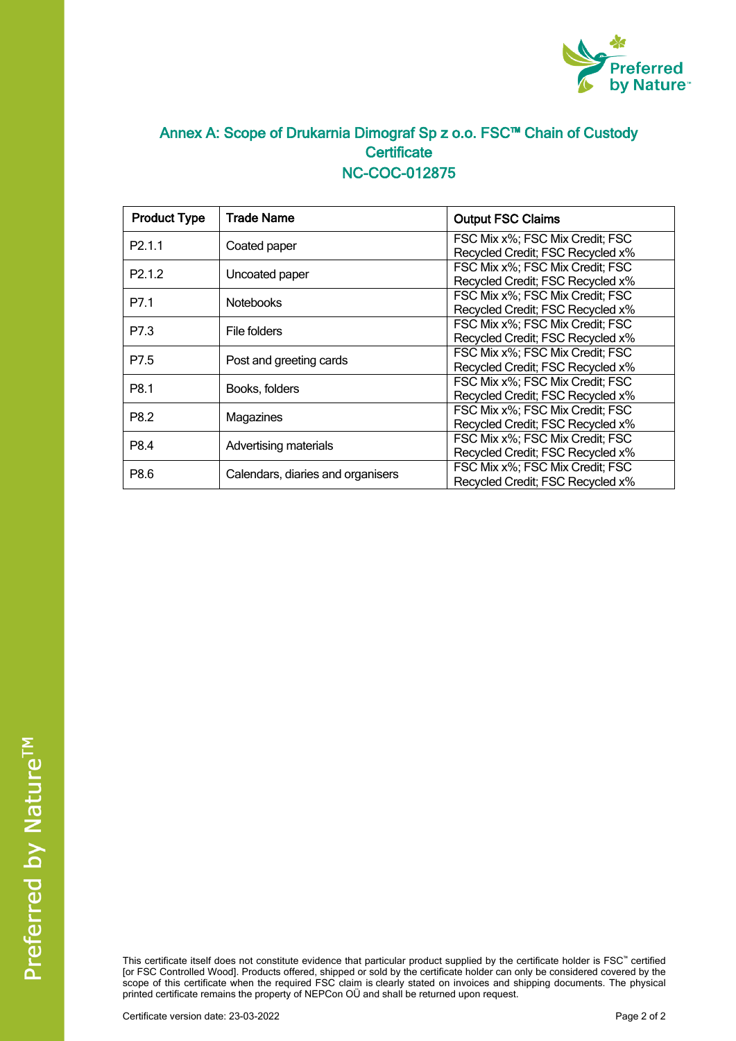## Annex A: Scope of Drukarnia Dimograf Sp z o.o. FSC™ Chain of Custody Certificate
## NC-COC-012875

| Product Type | Trade Name | Output FSC Claims |
|---|---|---|
| P2.1.1 | Coated paper | FSC Mix x%; FSC Mix Credit; FSC Recycled Credit; FSC Recycled x% |
| P2.1.2 | Uncoated paper | FSC Mix x%; FSC Mix Credit; FSC Recycled Credit; FSC Recycled x% |
| P7.1 | Notebooks | FSC Mix x%; FSC Mix Credit; FSC Recycled Credit; FSC Recycled x% |
| P7.3 | File folders | FSC Mix x%; FSC Mix Credit; FSC Recycled Credit; FSC Recycled x% |
| P7.5 | Post and greeting cards | FSC Mix x%; FSC Mix Credit; FSC Recycled Credit; FSC Recycled x% |
| P8.1 | Books, folders | FSC Mix x%; FSC Mix Credit; FSC Recycled Credit; FSC Recycled x% |
| P8.2 | Magazines | FSC Mix x%; FSC Mix Credit; FSC Recycled Credit; FSC Recycled x% |
| P8.4 | Advertising materials | FSC Mix x%; FSC Mix Credit; FSC Recycled Credit; FSC Recycled x% |
| P8.6 | Calendars, diaries and organisers | FSC Mix x%; FSC Mix Credit; FSC Recycled Credit; FSC Recycled x% |

This certificate itself does not constitute evidence that particular product supplied by the certificate holder is FSC™ certified [or FSC Controlled Wood]. Products offered, shipped or sold by the certificate holder can only be considered covered by the scope of this certificate when the required FSC claim is clearly stated on invoices and shipping documents. The physical printed certificate remains the property of NEPCon OÜ and shall be returned upon request.

Certificate version date: 23-03-2022